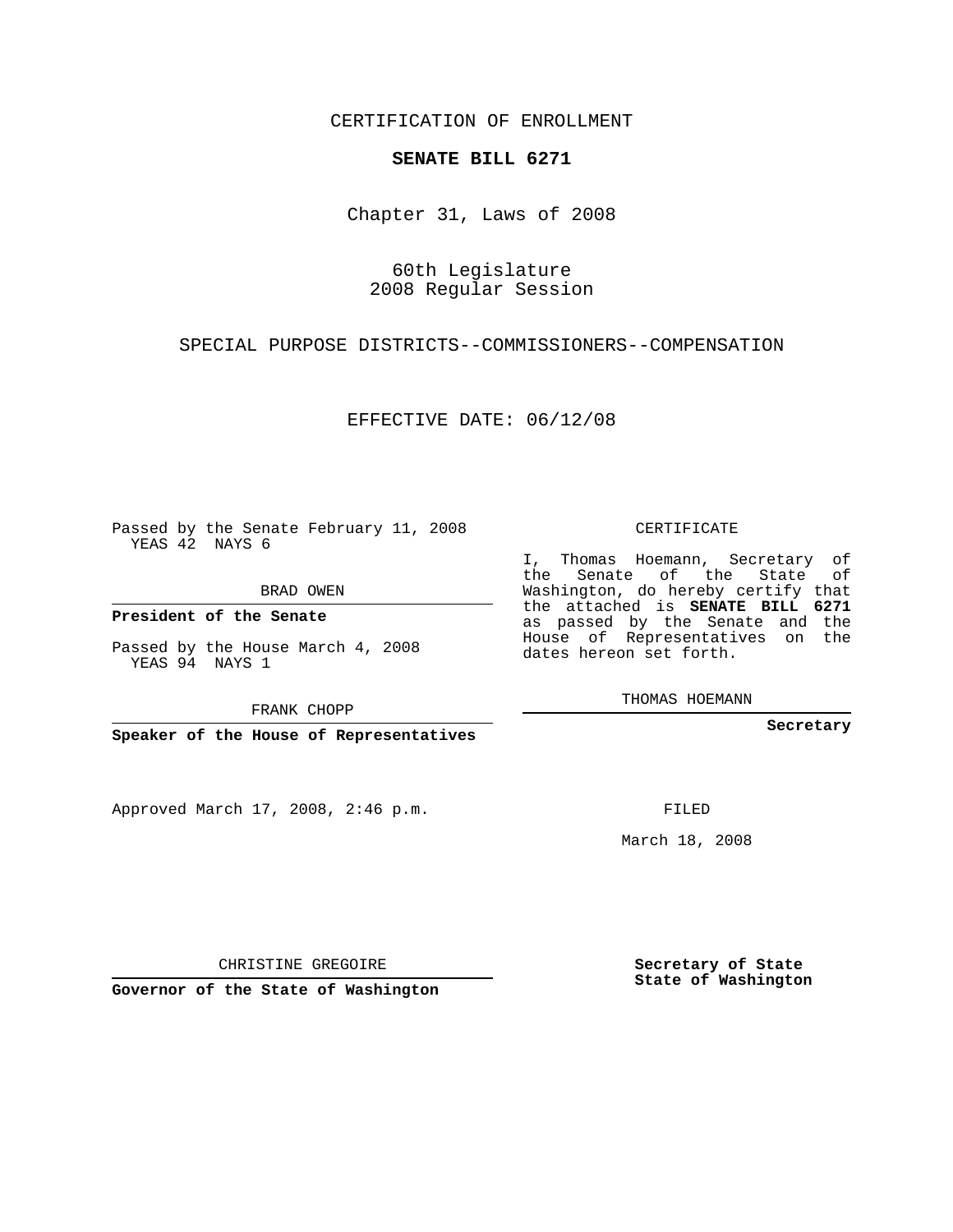CERTIFICATION OF ENROLLMENT

**SENATE BILL 6271**

Chapter 31, Laws of 2008

60th Legislature
2008 Regular Session

SPECIAL PURPOSE DISTRICTS--COMMISSIONERS--COMPENSATION

EFFECTIVE DATE: 06/12/08

Passed by the Senate February 11, 2008
YEAS 42 NAYS 6

BRAD OWEN

**President of the Senate**

Passed by the House March 4, 2008
YEAS 94 NAYS 1

FRANK CHOPP

**Speaker of the House of Representatives**

CERTIFICATE

I, Thomas Hoemann, Secretary of the Senate of the State of Washington, do hereby certify that the attached is **SENATE BILL 6271** as passed by the Senate and the House of Representatives on the dates hereon set forth.

THOMAS HOEMANN

**Secretary**

Approved March 17, 2008, 2:46 p.m.

FILED

March 18, 2008

CHRISTINE GREGOIRE

**Governor of the State of Washington**

**Secretary of State**
**State of Washington**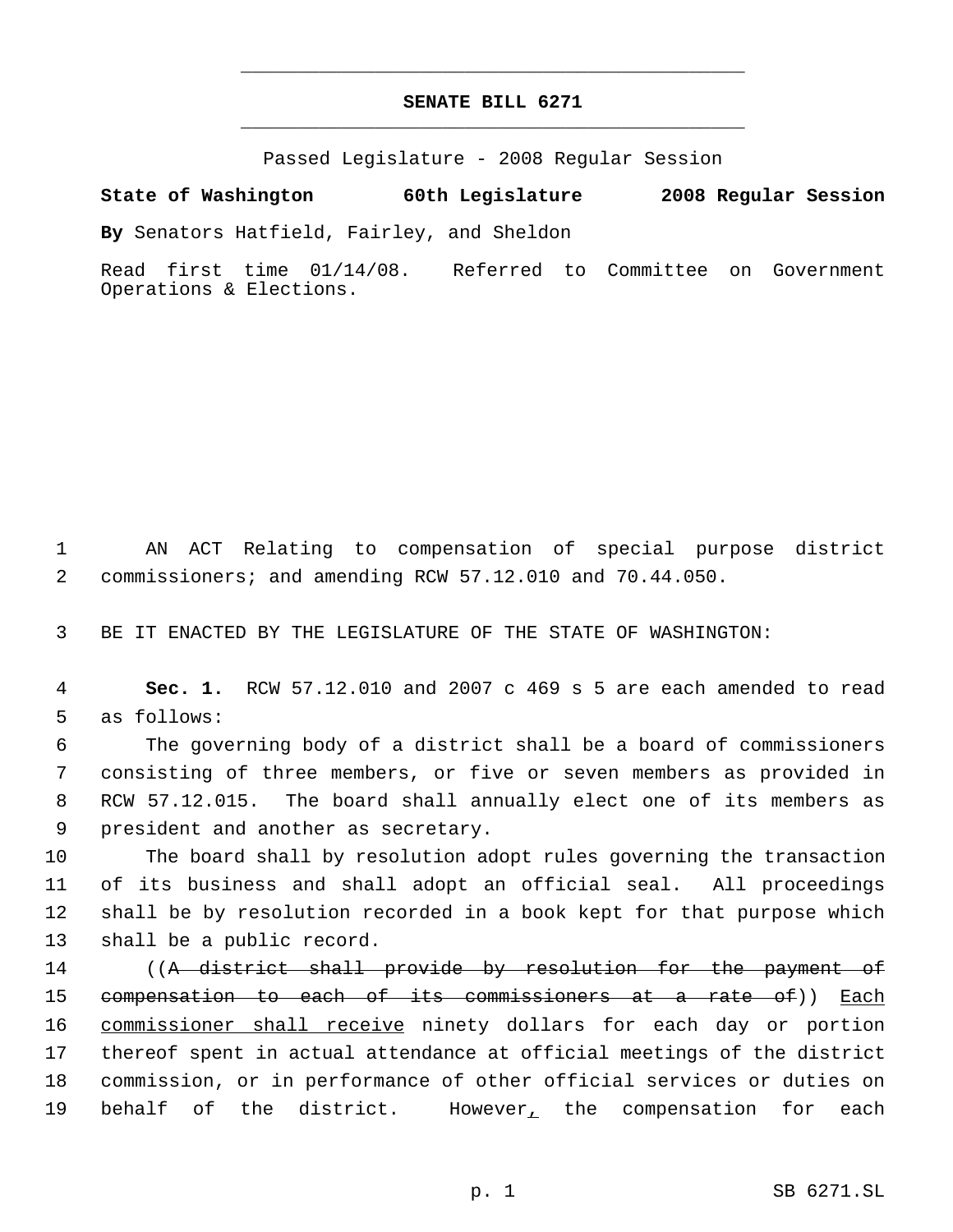# SENATE BILL 6271

Passed Legislature - 2008 Regular Session

**State of Washington 60th Legislature 2008 Regular Session**

**By** Senators Hatfield, Fairley, and Sheldon

Read first time 01/14/08. Referred to Committee on Government Operations & Elections.

1 AN ACT Relating to compensation of special purpose district
2 commissioners; and amending RCW 57.12.010 and 70.44.050.

3 BE IT ENACTED BY THE LEGISLATURE OF THE STATE OF WASHINGTON:

4 **Sec. 1.** RCW 57.12.010 and 2007 c 469 s 5 are each amended to read
5 as follows:

6 The governing body of a district shall be a board of commissioners
7 consisting of three members, or five or seven members as provided in
8 RCW 57.12.015. The board shall annually elect one of its members as
9 president and another as secretary.

10 The board shall by resolution adopt rules governing the transaction
11 of its business and shall adopt an official seal. All proceedings
12 shall be by resolution recorded in a book kept for that purpose which
13 shall be a public record.

14 ((~~A district shall provide by resolution for the payment of~~
15 ~~compensation to each of its commissioners at a rate of~~)) <u>Each</u>
16 <u>commissioner shall receive</u> ninety dollars for each day or portion
17 thereof spent in actual attendance at official meetings of the district
18 commission, or in performance of other official services or duties on
19 behalf of the district. However<u>,</u> the compensation for each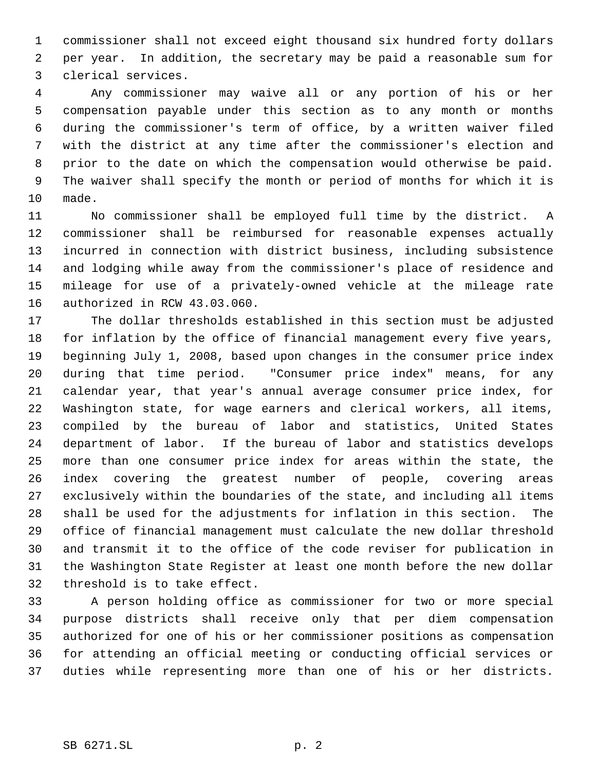commissioner shall not exceed eight thousand six hundred forty dollars per year. In addition, the secretary may be paid a reasonable sum for clerical services.

Any commissioner may waive all or any portion of his or her compensation payable under this section as to any month or months during the commissioner's term of office, by a written waiver filed with the district at any time after the commissioner's election and prior to the date on which the compensation would otherwise be paid. The waiver shall specify the month or period of months for which it is made.

No commissioner shall be employed full time by the district. A commissioner shall be reimbursed for reasonable expenses actually incurred in connection with district business, including subsistence and lodging while away from the commissioner's place of residence and mileage for use of a privately-owned vehicle at the mileage rate authorized in RCW 43.03.060.

The dollar thresholds established in this section must be adjusted for inflation by the office of financial management every five years, beginning July 1, 2008, based upon changes in the consumer price index during that time period. "Consumer price index" means, for any calendar year, that year's annual average consumer price index, for Washington state, for wage earners and clerical workers, all items, compiled by the bureau of labor and statistics, United States department of labor. If the bureau of labor and statistics develops more than one consumer price index for areas within the state, the index covering the greatest number of people, covering areas exclusively within the boundaries of the state, and including all items shall be used for the adjustments for inflation in this section. The office of financial management must calculate the new dollar threshold and transmit it to the office of the code reviser for publication in the Washington State Register at least one month before the new dollar threshold is to take effect.

A person holding office as commissioner for two or more special purpose districts shall receive only that per diem compensation authorized for one of his or her commissioner positions as compensation for attending an official meeting or conducting official services or duties while representing more than one of his or her districts.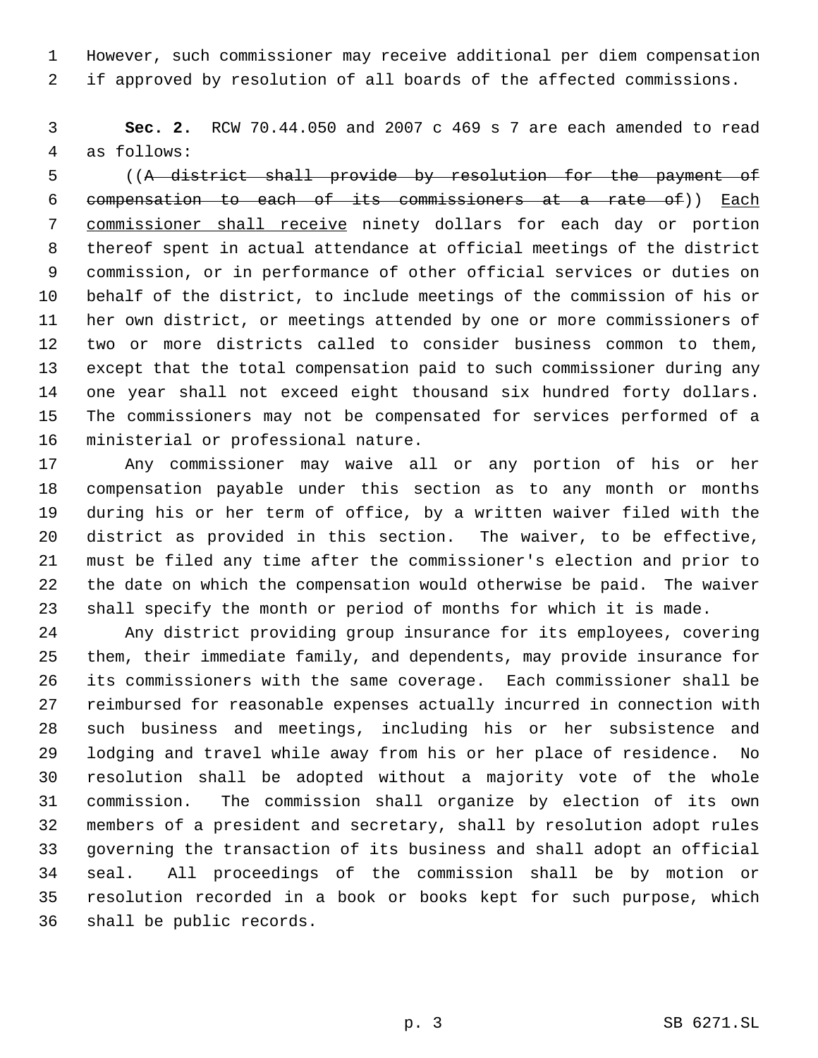However, such commissioner may receive additional per diem compensation if approved by resolution of all boards of the affected commissions.

**Sec. 2.** RCW 70.44.050 and 2007 c 469 s 7 are each amended to read as follows:

((~~A district shall provide by resolution for the payment of compensation to each of its commissioners at a rate of~~)) <u>Each commissioner shall receive</u> ninety dollars for each day or portion thereof spent in actual attendance at official meetings of the district commission, or in performance of other official services or duties on behalf of the district, to include meetings of the commission of his or her own district, or meetings attended by one or more commissioners of two or more districts called to consider business common to them, except that the total compensation paid to such commissioner during any one year shall not exceed eight thousand six hundred forty dollars. The commissioners may not be compensated for services performed of a ministerial or professional nature.

Any commissioner may waive all or any portion of his or her compensation payable under this section as to any month or months during his or her term of office, by a written waiver filed with the district as provided in this section. The waiver, to be effective, must be filed any time after the commissioner's election and prior to the date on which the compensation would otherwise be paid. The waiver shall specify the month or period of months for which it is made.

Any district providing group insurance for its employees, covering them, their immediate family, and dependents, may provide insurance for its commissioners with the same coverage. Each commissioner shall be reimbursed for reasonable expenses actually incurred in connection with such business and meetings, including his or her subsistence and lodging and travel while away from his or her place of residence. No resolution shall be adopted without a majority vote of the whole commission. The commission shall organize by election of its own members of a president and secretary, shall by resolution adopt rules governing the transaction of its business and shall adopt an official seal. All proceedings of the commission shall be by motion or resolution recorded in a book or books kept for such purpose, which shall be public records.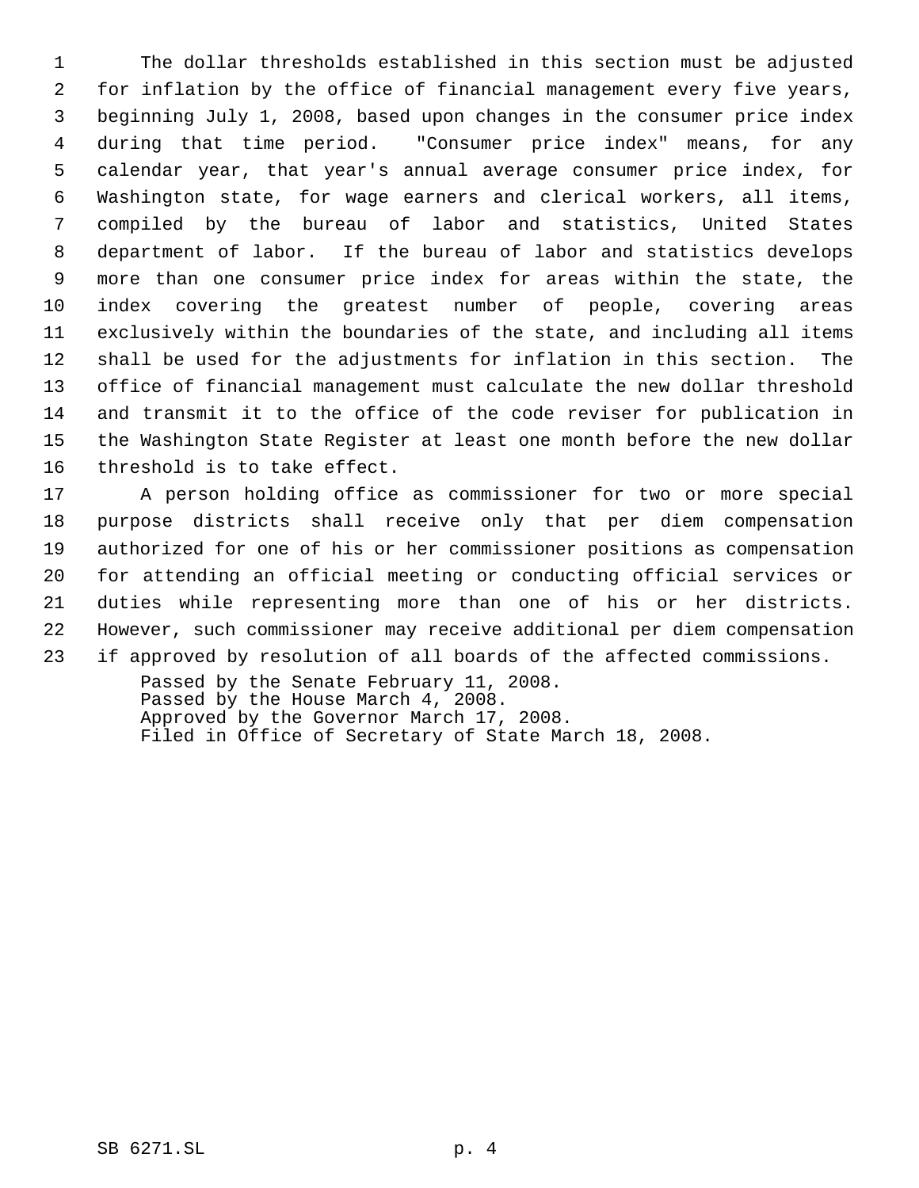The dollar thresholds established in this section must be adjusted for inflation by the office of financial management every five years, beginning July 1, 2008, based upon changes in the consumer price index during that time period. "Consumer price index" means, for any calendar year, that year's annual average consumer price index, for Washington state, for wage earners and clerical workers, all items, compiled by the bureau of labor and statistics, United States department of labor. If the bureau of labor and statistics develops more than one consumer price index for areas within the state, the index covering the greatest number of people, covering areas exclusively within the boundaries of the state, and including all items shall be used for the adjustments for inflation in this section. The office of financial management must calculate the new dollar threshold and transmit it to the office of the code reviser for publication in the Washington State Register at least one month before the new dollar threshold is to take effect.

A person holding office as commissioner for two or more special purpose districts shall receive only that per diem compensation authorized for one of his or her commissioner positions as compensation for attending an official meeting or conducting official services or duties while representing more than one of his or her districts. However, such commissioner may receive additional per diem compensation if approved by resolution of all boards of the affected commissions.

Passed by the Senate February 11, 2008.
Passed by the House March 4, 2008.
Approved by the Governor March 17, 2008.
Filed in Office of Secretary of State March 18, 2008.